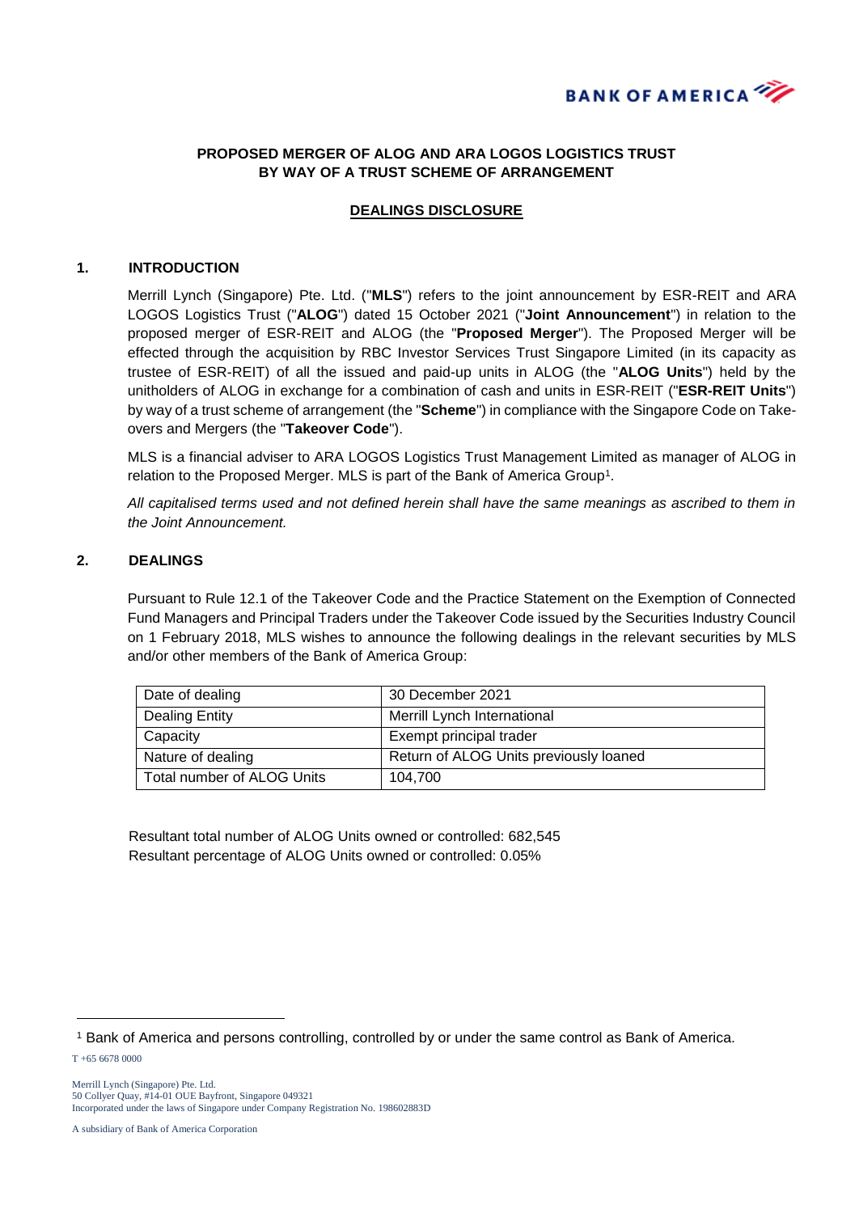**PROPOSED MERGER OF ALOG AND ARA LOGOS LOGISTICS TRUST BY WAY OF A TRUST SCHEME OF ARRANGEMENT**

**DEALINGS DISCLOSURE**

## 1. INTRODUCTION

Merrill Lynch (Singapore) Pte. Ltd. ("**MLS**") refers to the joint announcement by ESR-REIT and ARA LOGOS Logistics Trust ("**ALOG**") dated 15 October 2021 ("**Joint Announcement**") in relation to the proposed merger of ESR-REIT and ALOG (the "**Proposed Merger**"). The Proposed Merger will be effected through the acquisition by RBC Investor Services Trust Singapore Limited (in its capacity as trustee of ESR-REIT) of all the issued and paid-up units in ALOG (the "**ALOG Units**") held by the unitholders of ALOG in exchange for a combination of cash and units in ESR-REIT ("**ESR-REIT Units**") by way of a trust scheme of arrangement (the "**Scheme**") in compliance with the Singapore Code on Take-overs and Mergers (the "**Takeover Code**").

MLS is a financial adviser to ARA LOGOS Logistics Trust Management Limited as manager of ALOG in relation to the Proposed Merger. MLS is part of the Bank of America Group[1].

*All capitalised terms used and not defined herein shall have the same meanings as ascribed to them in the Joint Announcement.*

## 2. DEALINGS

Pursuant to Rule 12.1 of the Takeover Code and the Practice Statement on the Exemption of Connected Fund Managers and Principal Traders under the Takeover Code issued by the Securities Industry Council on 1 February 2018, MLS wishes to announce the following dealings in the relevant securities by MLS and/or other members of the Bank of America Group:

| | |
|---|---|
| Date of dealing | 30 December 2021 |
| Dealing Entity | Merrill Lynch International |
| Capacity | Exempt principal trader |
| Nature of dealing | Return of ALOG Units previously loaned |
| Total number of ALOG Units | 104,700 |

Resultant total number of ALOG Units owned or controlled: 682,545
Resultant percentage of ALOG Units owned or controlled: 0.05%

[1] Bank of America and persons controlling, controlled by or under the same control as Bank of America.

T +65 6678 0000

Merrill Lynch (Singapore) Pte. Ltd.
50 Collyer Quay, #14-01 OUE Bayfront, Singapore 049321
Incorporated under the laws of Singapore under Company Registration No. 198602883D

A subsidiary of Bank of America Corporation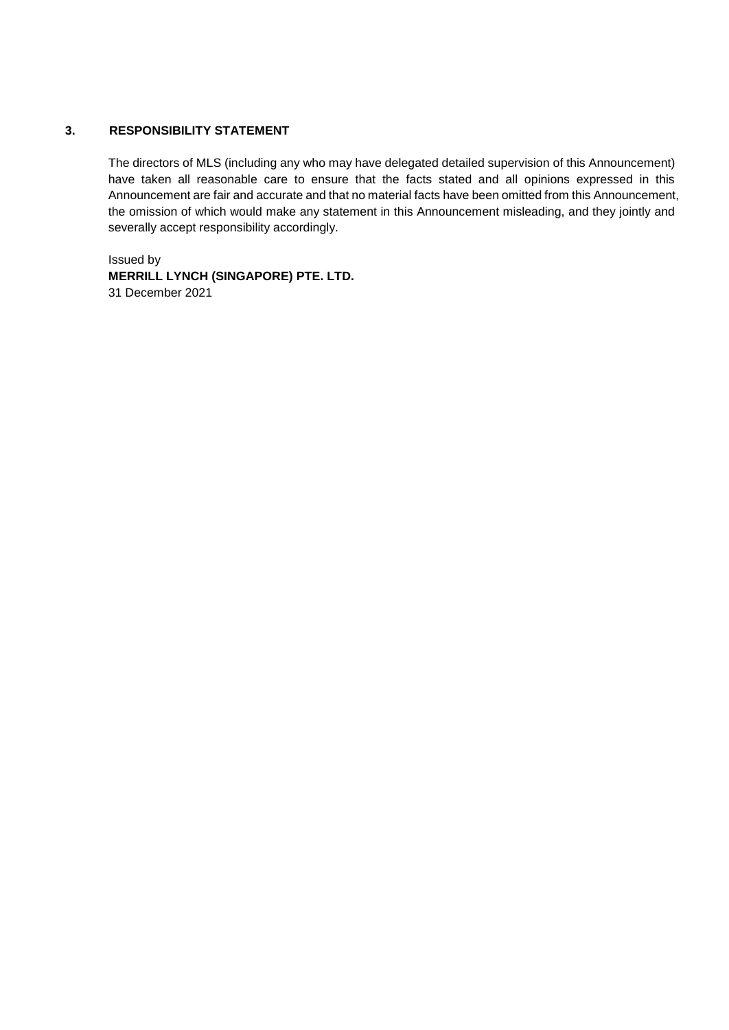## 3. RESPONSIBILITY STATEMENT

The directors of MLS (including any who may have delegated detailed supervision of this Announcement) have taken all reasonable care to ensure that the facts stated and all opinions expressed in this Announcement are fair and accurate and that no material facts have been omitted from this Announcement, the omission of which would make any statement in this Announcement misleading, and they jointly and severally accept responsibility accordingly.

Issued by
**MERRILL LYNCH (SINGAPORE) PTE. LTD.**
31 December 2021